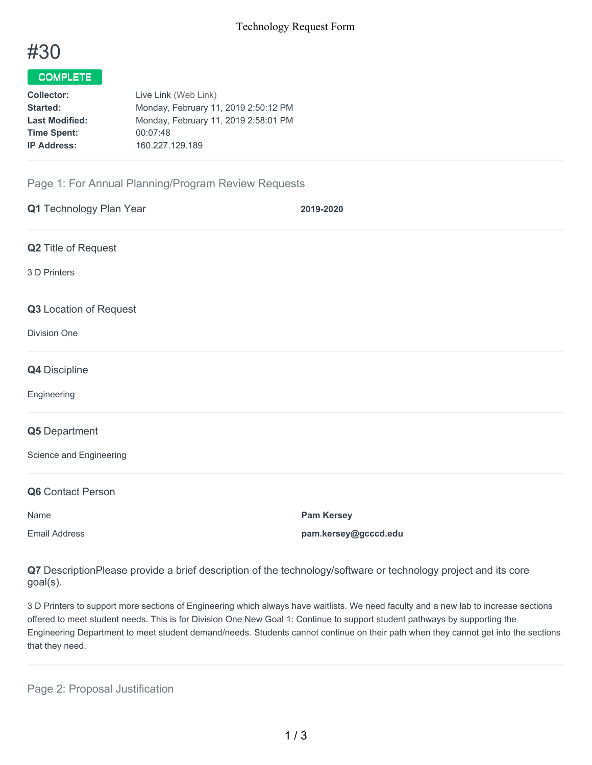Technology Request Form

# #30

**COMPLETE**

| | |
|---|---|
| **Collector:** | Live Link (Web Link) |
| **Started:** | Monday, February 11, 2019 2:50:12 PM |
| **Last Modified:** | Monday, February 11, 2019 2:58:01 PM |
| **Time Spent:** | 00:07:48 |
| **IP Address:** | 160.227.129.189 |

## Page 1: For Annual Planning/Program Review Requests

**Q1** Technology Plan Year **2019-2020**

**Q2** Title of Request

3 D Printers

**Q3** Location of Request

Division One

**Q4** Discipline

Engineering

**Q5** Department

Science and Engineering

**Q6** Contact Person

| | |
|---|---|
| Name | **Pam Kersey** |
| Email Address | **pam.kersey@gcccd.edu** |

**Q7** DescriptionPlease provide a brief description of the technology/software or technology project and its core goal(s).

3 D Printers to support more sections of Engineering which always have waitlists. We need faculty and a new lab to increase sections offered to meet student needs. This is for Division One New Goal 1: Continue to support student pathways by supporting the Engineering Department to meet student demand/needs. Students cannot continue on their path when they cannot get into the sections that they need.

## Page 2: Proposal Justification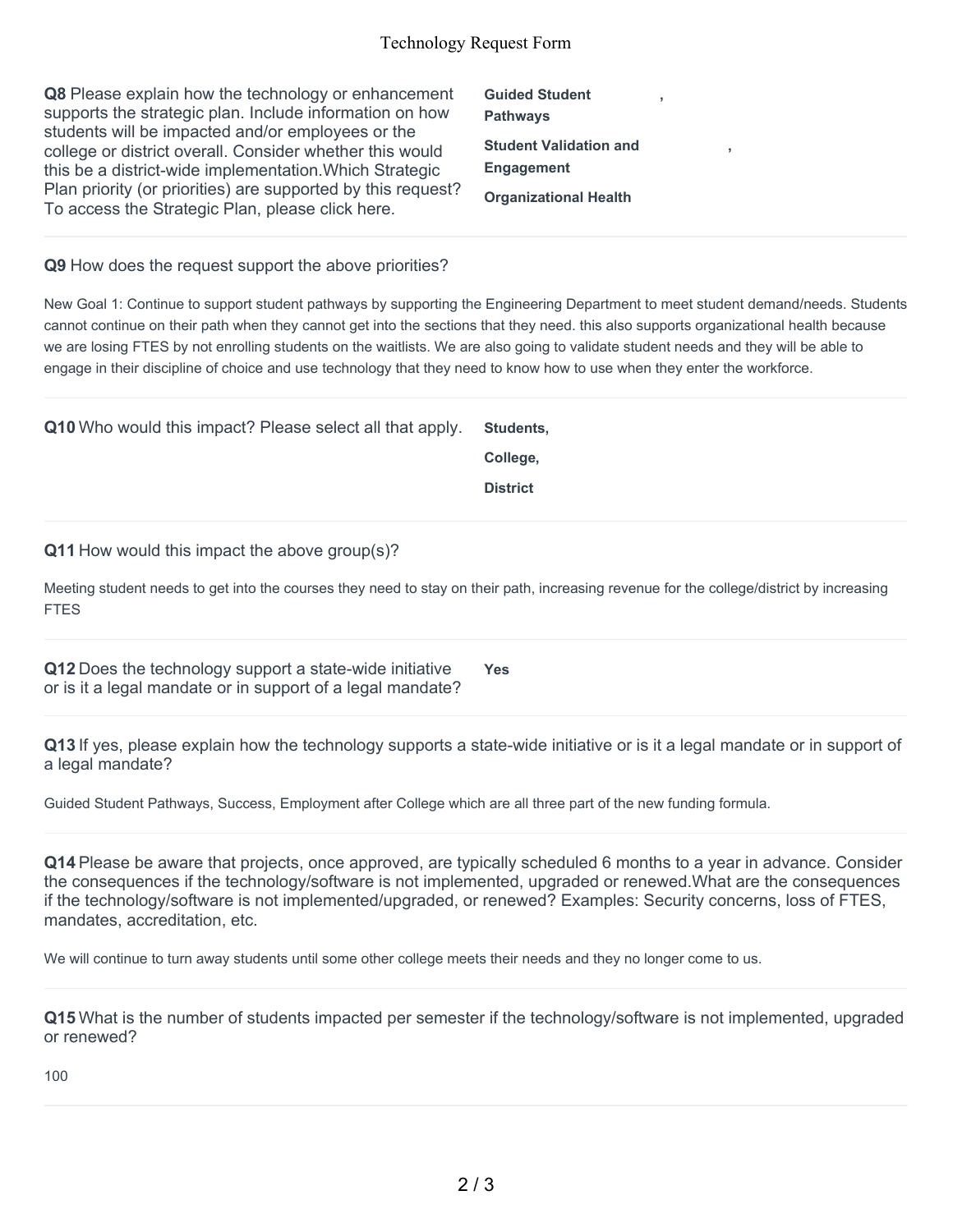**Q8** Please explain how the technology or enhancement supports the strategic plan. Include information on how students will be impacted and/or employees or the college or district overall. Consider whether this would this be a district-wide implementation.Which Strategic Plan priority (or priorities) are supported by this request? To access the Strategic Plan, please click here.

**Guided Student Pathways** ,

**Student Validation and Engagement** ,

**Organizational Health**

---

**Q9** How does the request support the above priorities?

New Goal 1: Continue to support student pathways by supporting the Engineering Department to meet student demand/needs. Students cannot continue on their path when they cannot get into the sections that they need. this also supports organizational health because we are losing FTES by not enrolling students on the waitlists. We are also going to validate student needs and they will be able to engage in their discipline of choice and use technology that they need to know how to use when they enter the workforce.

---

**Q10** Who would this impact? Please select all that apply.

**Students,**

**College,**

**District**

---

**Q11** How would this impact the above group(s)?

Meeting student needs to get into the courses they need to stay on their path, increasing revenue for the college/district by increasing FTES

---

**Q12** Does the technology support a state-wide initiative or is it a legal mandate or in support of a legal mandate?

**Yes**

---

**Q13** If yes, please explain how the technology supports a state-wide initiative or is it a legal mandate or in support of a legal mandate?

Guided Student Pathways, Success, Employment after College which are all three part of the new funding formula.

---

**Q14** Please be aware that projects, once approved, are typically scheduled 6 months to a year in advance. Consider the consequences if the technology/software is not implemented, upgraded or renewed.What are the consequences if the technology/software is not implemented/upgraded, or renewed? Examples: Security concerns, loss of FTES, mandates, accreditation, etc.

We will continue to turn away students until some other college meets their needs and they no longer come to us.

---

**Q15** What is the number of students impacted per semester if the technology/software is not implemented, upgraded or renewed?

100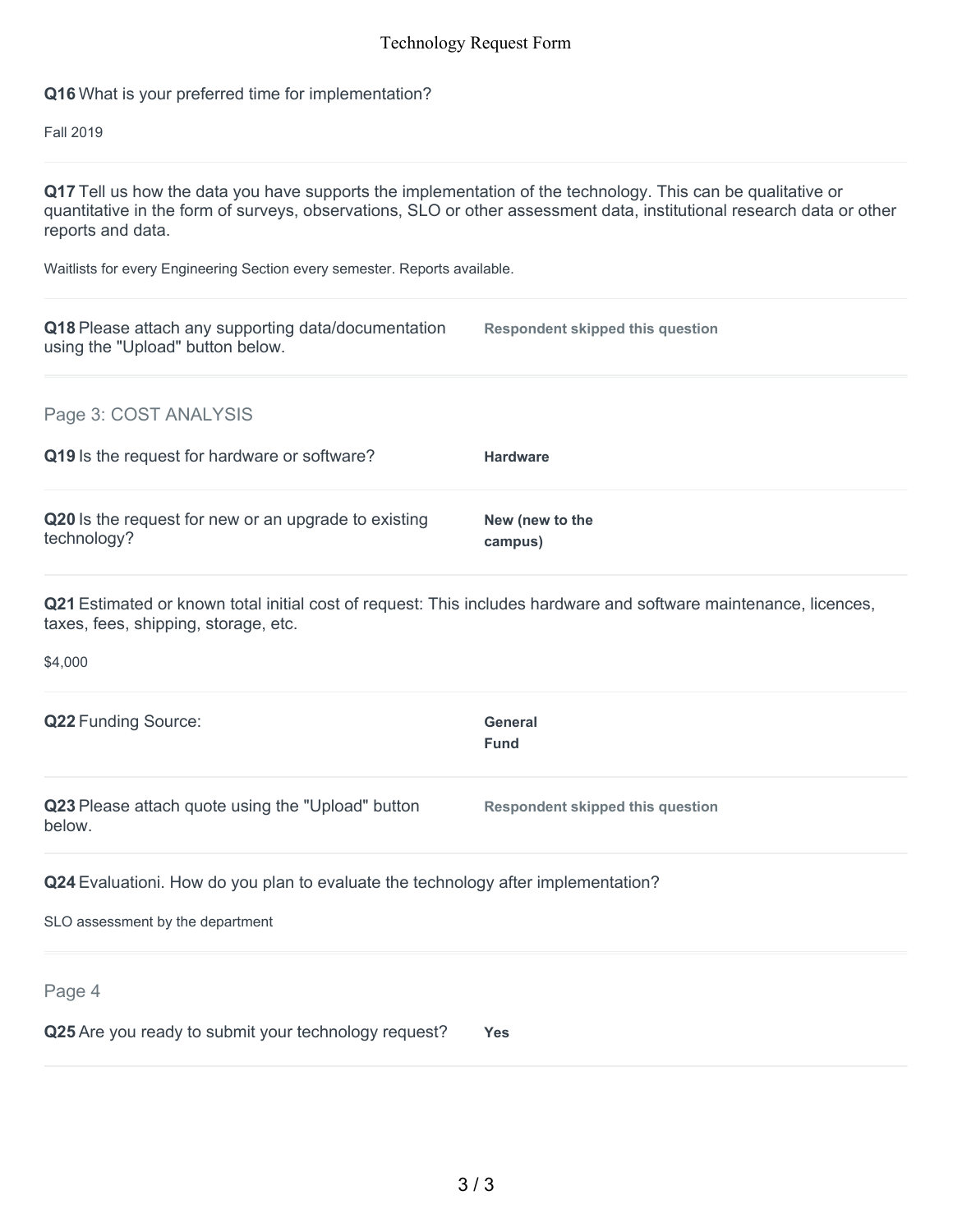**Q16** What is your preferred time for implementation?

Fall 2019

**Q17** Tell us how the data you have supports the implementation of the technology. This can be qualitative or quantitative in the form of surveys, observations, SLO or other assessment data, institutional research data or other reports and data.

Waitlists for every Engineering Section every semester. Reports available.

**Q18** Please attach any supporting data/documentation using the "Upload" button below.

**Respondent skipped this question**

## Page 3: COST ANALYSIS

**Q19** Is the request for hardware or software?

**Hardware**

**Q20** Is the request for new or an upgrade to existing technology?

**New (new to the campus)**

**Q21** Estimated or known total initial cost of request: This includes hardware and software maintenance, licences, taxes, fees, shipping, storage, etc.

$4,000

**Q22** Funding Source:

**General Fund**

**Q23** Please attach quote using the "Upload" button below.

**Respondent skipped this question**

**Q24** Evaluationi. How do you plan to evaluate the technology after implementation?

SLO assessment by the department

## Page 4

**Q25** Are you ready to submit your technology request?

**Yes**